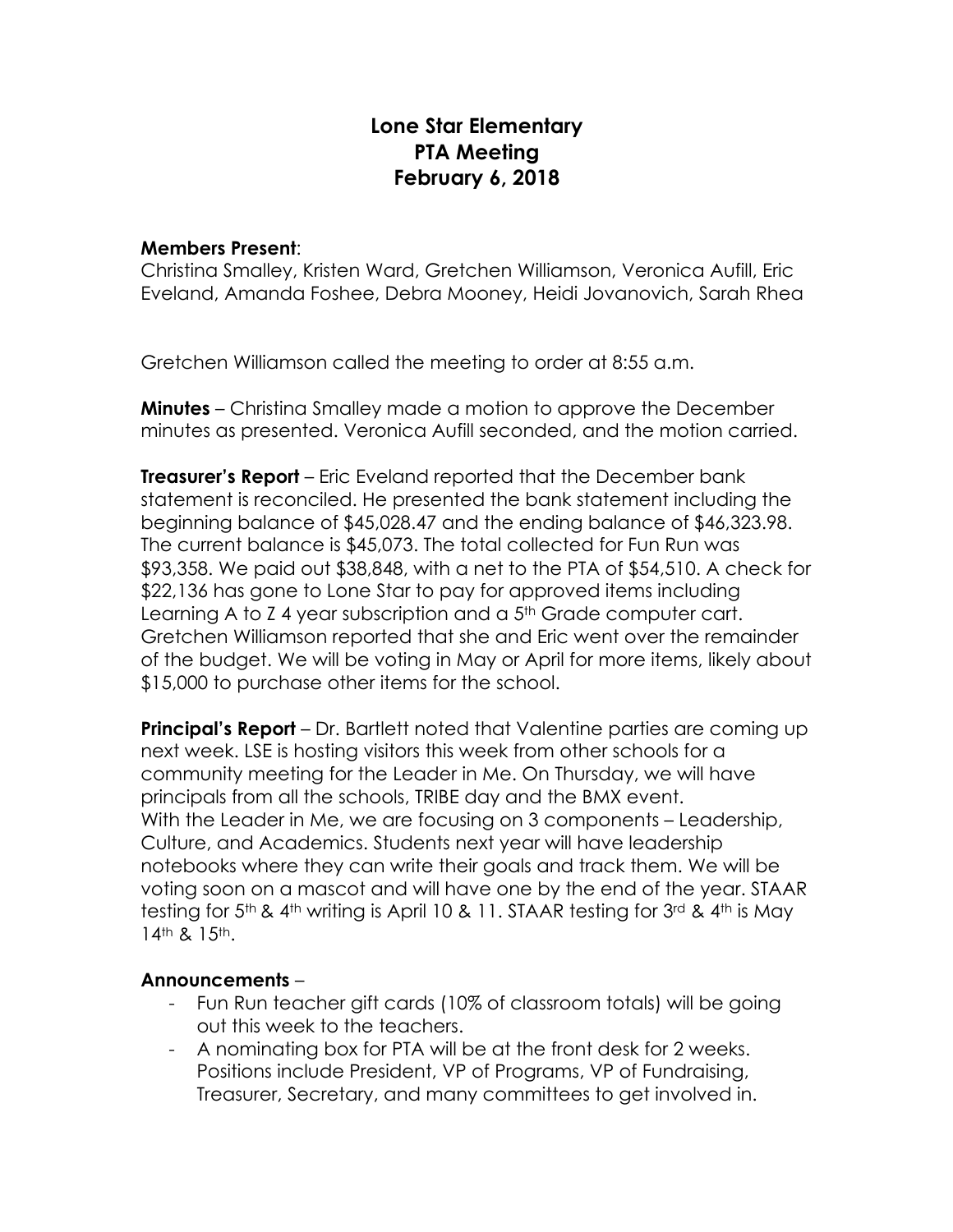# Lone Star Elementary
## PTA Meeting
## February 6, 2018

**Members Present**:
Christina Smalley, Kristen Ward, Gretchen Williamson, Veronica Aufill, Eric Eveland, Amanda Foshee, Debra Mooney, Heidi Jovanovich, Sarah Rhea

Gretchen Williamson called the meeting to order at 8:55 a.m.

**Minutes** – Christina Smalley made a motion to approve the December minutes as presented. Veronica Aufill seconded, and the motion carried.

**Treasurer's Report** – Eric Eveland reported that the December bank statement is reconciled. He presented the bank statement including the beginning balance of $45,028.47 and the ending balance of $46,323.98. The current balance is $45,073. The total collected for Fun Run was $93,358. We paid out $38,848, with a net to the PTA of $54,510. A check for $22,136 has gone to Lone Star to pay for approved items including Learning A to Z 4 year subscription and a 5th Grade computer cart. Gretchen Williamson reported that she and Eric went over the remainder of the budget. We will be voting in May or April for more items, likely about $15,000 to purchase other items for the school.

**Principal's Report** – Dr. Bartlett noted that Valentine parties are coming up next week. LSE is hosting visitors this week from other schools for a community meeting for the Leader in Me. On Thursday, we will have principals from all the schools, TRIBE day and the BMX event.
With the Leader in Me, we are focusing on 3 components – Leadership, Culture, and Academics. Students next year will have leadership notebooks where they can write their goals and track them. We will be voting soon on a mascot and will have one by the end of the year. STAAR testing for 5th & 4th writing is April 10 & 11. STAAR testing for 3rd & 4th is May 14th & 15th.

**Announcements** –

- Fun Run teacher gift cards (10% of classroom totals) will be going out this week to the teachers.
- A nominating box for PTA will be at the front desk for 2 weeks. Positions include President, VP of Programs, VP of Fundraising, Treasurer, Secretary, and many committees to get involved in.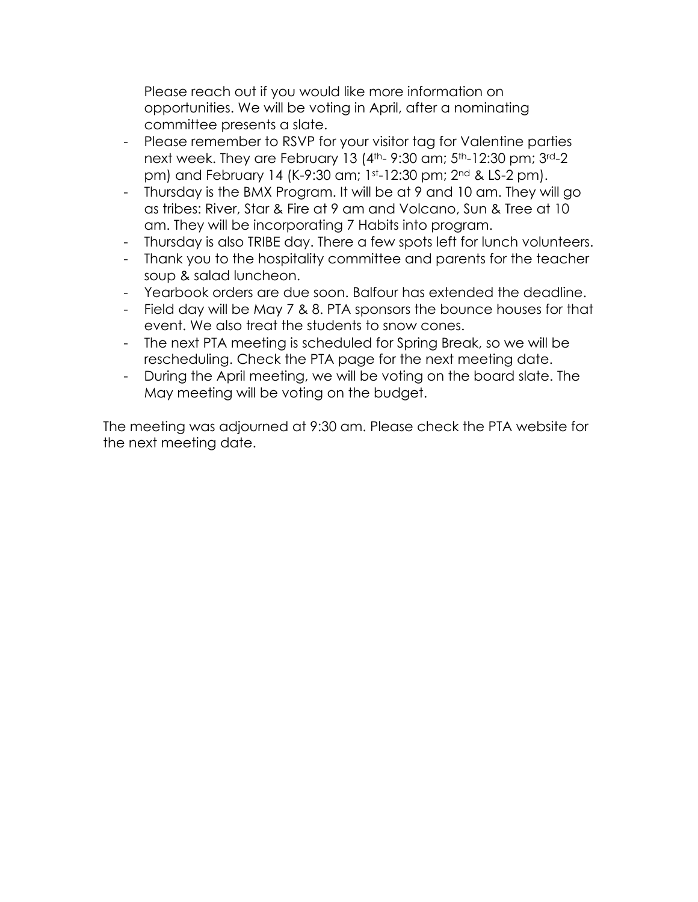Please reach out if you would like more information on opportunities. We will be voting in April, after a nominating committee presents a slate.

- Please remember to RSVP for your visitor tag for Valentine parties next week. They are February 13 (4th- 9:30 am; 5th-12:30 pm; 3rd-2 pm) and February 14 (K-9:30 am; 1st-12:30 pm; 2nd & LS-2 pm).
- Thursday is the BMX Program. It will be at 9 and 10 am. They will go as tribes: River, Star & Fire at 9 am and Volcano, Sun & Tree at 10 am. They will be incorporating 7 Habits into program.
- Thursday is also TRIBE day. There a few spots left for lunch volunteers.
- Thank you to the hospitality committee and parents for the teacher soup & salad luncheon.
- Yearbook orders are due soon. Balfour has extended the deadline.
- Field day will be May 7 & 8. PTA sponsors the bounce houses for that event. We also treat the students to snow cones.
- The next PTA meeting is scheduled for Spring Break, so we will be rescheduling. Check the PTA page for the next meeting date.
- During the April meeting, we will be voting on the board slate. The May meeting will be voting on the budget.

The meeting was adjourned at 9:30 am. Please check the PTA website for the next meeting date.